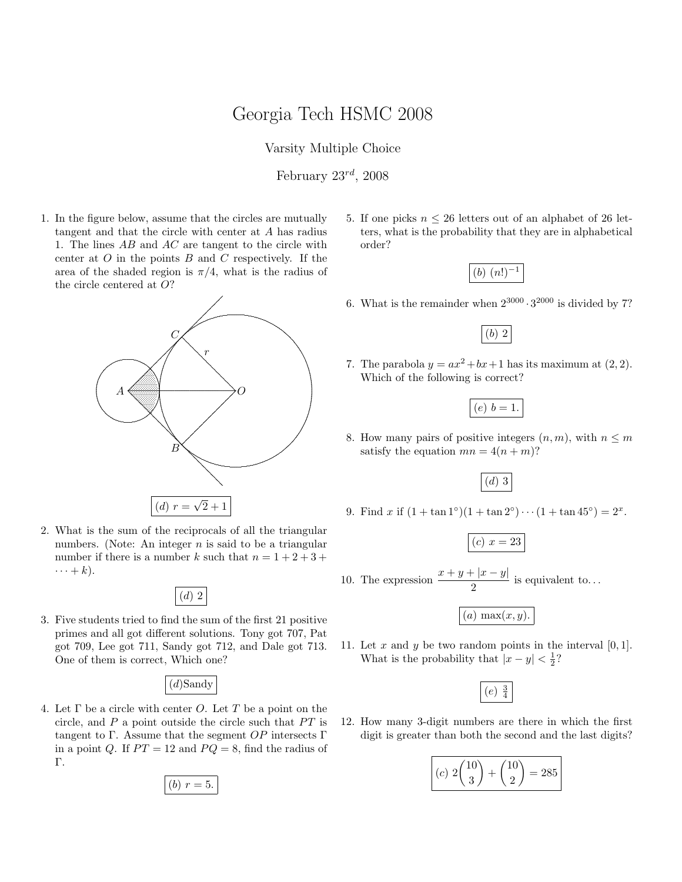# Georgia Tech HSMC 2008

Varsity Multiple Choice

February $23^{rd}$, 2008

1. In the figure below, assume that the circles are mutually tangent and that the circle with center at $A$ has radius 1. The lines $AB$ and $AC$ are tangent to the circle with center at $O$ in the points $B$ and $C$ respectively. If the area of the shaded region is $\pi/4$, what is the radius of the circle centered at $O$?

   $(d)$ $r = \sqrt{2} + 1$

2. What is the sum of the reciprocals of all the triangular numbers. (Note: An integer $n$ is said to be a triangular number if there is a number $k$ such that $n = 1 + 2 + 3 + \cdots + k$).

   $(d)$ 2

3. Five students tried to find the sum of the first 21 positive primes and all got different solutions. Tony got 707, Pat got 709, Lee got 711, Sandy got 712, and Dale got 713. One of them is correct, Which one?

   $(d)$Sandy

4. Let $\Gamma$ be a circle with center $O$. Let $T$ be a point on the circle, and $P$ a point outside the circle such that $PT$ is tangent to $\Gamma$. Assume that the segment $OP$ intersects $\Gamma$ in a point $Q$. If $PT = 12$ and $PQ = 8$, find the radius of $\Gamma$.

   $(b)$ $r = 5.$

5. If one picks $n \leq 26$ letters out of an alphabet of 26 letters, what is the probability that they are in alphabetical order?

   $(b)$ $(n!)^{-1}$

6. What is the remainder when $2^{3000} \cdot 3^{2000}$ is divided by 7?

   $(b)$ 2

7. The parabola $y = ax^2 + bx + 1$ has its maximum at $(2, 2)$. Which of the following is correct?

   $(e)$ $b = 1.$

8. How many pairs of positive integers $(n, m)$, with $n \leq m$ satisfy the equation $mn = 4(n + m)$?

   $(d)$ 3

9. Find $x$ if $(1 + \tan 1°)(1 + \tan 2°) \cdots (1 + \tan 45°) = 2^x$.

   $(c)$ $x = 23$

10. The expression $\dfrac{x + y + |x - y|}{2}$ is equivalent to...

    $(a)$ $\max(x, y).$

11. Let $x$ and $y$ be two random points in the interval $[0, 1]$. What is the probability that $|x - y| < \frac{1}{2}$?

    $(e)$ $\frac{3}{4}$

12. How many 3-digit numbers are there in which the first digit is greater than both the second and the last digits?

    $(c)$ $2\binom{10}{3} + \binom{10}{2} = 285$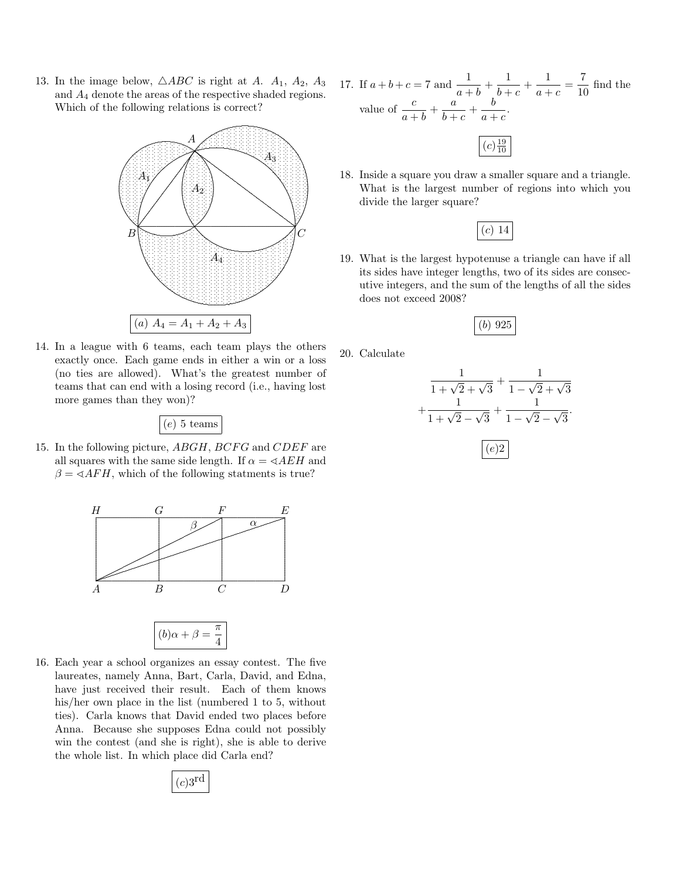13. In the image below, $\triangle ABC$ is right at $A$. $A_1$, $A_2$, $A_3$ and $A_4$ denote the areas of the respective shaded regions. Which of the following relations is correct?

$A$

$A_3$

$A_1$

$A_2$

$B$

$C$

$A_4$

$(a)$ $A_4 = A_1 + A_2 + A_3$

14. In a league with 6 teams, each team plays the others exactly once. Each game ends in either a win or a loss (no ties are allowed). What's the greatest number of teams that can end with a losing record (i.e., having lost more games than they won)?

$(e)$ 5 teams

15. In the following picture, $ABGH$, $BCFG$ and $CDEF$ are all squares with the same side length. If $\alpha = \sphericalangle AEH$ and $\beta = \sphericalangle AFH$, which of the following statments is true?

$H$ $G$ $F$ $E$

$\beta$ $\alpha$

$A$ $B$ $C$ $D$

$(b) \alpha + \beta = \dfrac{\pi}{4}$

16. Each year a school organizes an essay contest. The five laureates, namely Anna, Bart, Carla, David, and Edna, have just received their result. Each of them knows his/her own place in the list (numbered 1 to 5, without ties). Carla knows that David ended two places before Anna. Because she supposes Edna could not possibly win the contest (and she is right), she is able to derive the whole list. In which place did Carla end?

$(c) 3^{\text{rd}}$

17. If $a + b + c = 7$ and $\dfrac{1}{a+b} + \dfrac{1}{b+c} + \dfrac{1}{a+c} = \dfrac{7}{10}$ find the value of $\dfrac{c}{a+b} + \dfrac{a}{b+c} + \dfrac{b}{a+c}$.

$(c) \frac{19}{10}$

18. Inside a square you draw a smaller square and a triangle. What is the largest number of regions into which you divide the larger square?

$(c)$ 14

19. What is the largest hypotenuse a triangle can have if all its sides have integer lengths, two of its sides are consecutive integers, and the sum of the lengths of all the sides does not exceed 2008?

$(b)$ 925

20. Calculate

$$\frac{1}{1+\sqrt{2}+\sqrt{3}} + \frac{1}{1-\sqrt{2}+\sqrt{3}} + \frac{1}{1+\sqrt{2}-\sqrt{3}} + \frac{1}{1-\sqrt{2}-\sqrt{3}}.$$

$(e) 2$